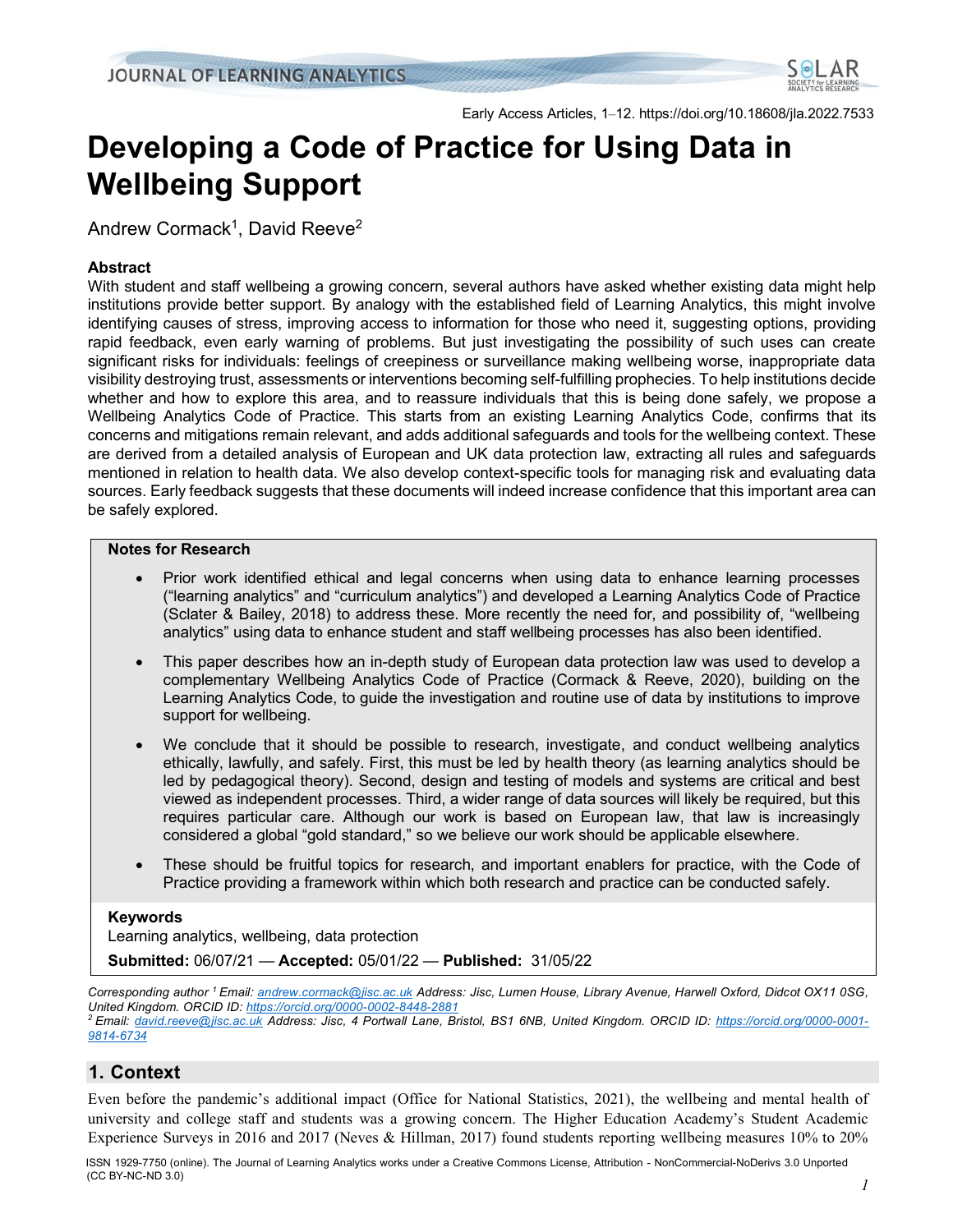# Developing a Code of Practice for Using Data in Wellbeing Support

Andrew Cormack[1], David Reeve[2]

### Abstract

With student and staff wellbeing a growing concern, several authors have asked whether existing data might help institutions provide better support. By analogy with the established field of Learning Analytics, this might involve identifying causes of stress, improving access to information for those who need it, suggesting options, providing rapid feedback, even early warning of problems. But just investigating the possibility of such uses can create significant risks for individuals: feelings of creepiness or surveillance making wellbeing worse, inappropriate data visibility destroying trust, assessments or interventions becoming self-fulfilling prophecies. To help institutions decide whether and how to explore this area, and to reassure individuals that this is being done safely, we propose a Wellbeing Analytics Code of Practice. This starts from an existing Learning Analytics Code, confirms that its concerns and mitigations remain relevant, and adds additional safeguards and tools for the wellbeing context. These are derived from a detailed analysis of European and UK data protection law, extracting all rules and safeguards mentioned in relation to health data. We also develop context-specific tools for managing risk and evaluating data sources. Early feedback suggests that these documents will indeed increase confidence that this important area can be safely explored.

### Notes for Research

- Prior work identified ethical and legal concerns when using data to enhance learning processes ("learning analytics" and "curriculum analytics") and developed a Learning Analytics Code of Practice (Sclater & Bailey, 2018) to address these. More recently the need for, and possibility of, "wellbeing analytics" using data to enhance student and staff wellbeing processes has also been identified.
- This paper describes how an in-depth study of European data protection law was used to develop a complementary Wellbeing Analytics Code of Practice (Cormack & Reeve, 2020), building on the Learning Analytics Code, to guide the investigation and routine use of data by institutions to improve support for wellbeing.
- We conclude that it should be possible to research, investigate, and conduct wellbeing analytics ethically, lawfully, and safely. First, this must be led by health theory (as learning analytics should be led by pedagogical theory). Second, design and testing of models and systems are critical and best viewed as independent processes. Third, a wider range of data sources will likely be required, but this requires particular care. Although our work is based on European law, that law is increasingly considered a global "gold standard," so we believe our work should be applicable elsewhere.
- These should be fruitful topics for research, and important enablers for practice, with the Code of Practice providing a framework within which both research and practice can be conducted safely.

### Keywords

Learning analytics, wellbeing, data protection

**Submitted:** 06/07/21 — **Accepted:** 05/01/22 — **Published:** 31/05/22

*Corresponding author [1] Email: andrew.cormack@jisc.ac.uk Address: Jisc, Lumen House, Library Avenue, Harwell Oxford, Didcot OX11 0SG, United Kingdom. ORCID ID: https://orcid.org/0000-0002-8448-2881*
*[2] Email: david.reeve@jisc.ac.uk Address: Jisc, 4 Portwall Lane, Bristol, BS1 6NB, United Kingdom. ORCID ID: https://orcid.org/0000-0001-9814-6734*

## 1. Context

Even before the pandemic's additional impact (Office for National Statistics, 2021), the wellbeing and mental health of university and college staff and students was a growing concern. The Higher Education Academy's Student Academic Experience Surveys in 2016 and 2017 (Neves & Hillman, 2017) found students reporting wellbeing measures 10% to 20%

ISSN 1929-7750 (online). The Journal of Learning Analytics works under a Creative Commons License, Attribution - NonCommercial-NoDerivs 3.0 Unported (CC BY-NC-ND 3.0)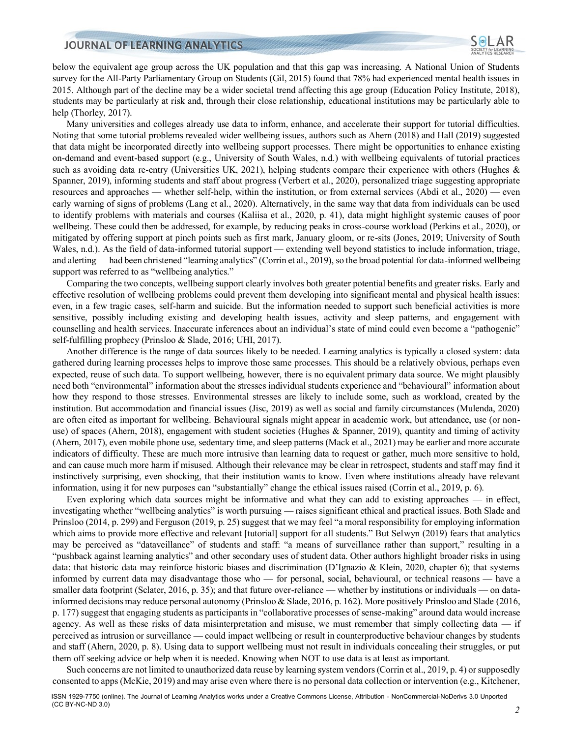below the equivalent age group across the UK population and that this gap was increasing. A National Union of Students survey for the All-Party Parliamentary Group on Students (Gil, 2015) found that 78% had experienced mental health issues in 2015. Although part of the decline may be a wider societal trend affecting this age group (Education Policy Institute, 2018), students may be particularly at risk and, through their close relationship, educational institutions may be particularly able to help (Thorley, 2017).

Many universities and colleges already use data to inform, enhance, and accelerate their support for tutorial difficulties. Noting that some tutorial problems revealed wider wellbeing issues, authors such as Ahern (2018) and Hall (2019) suggested that data might be incorporated directly into wellbeing support processes. There might be opportunities to enhance existing on-demand and event-based support (e.g., University of South Wales, n.d.) with wellbeing equivalents of tutorial practices such as avoiding data re-entry (Universities UK, 2021), helping students compare their experience with others (Hughes & Spanner, 2019), informing students and staff about progress (Verbert et al., 2020), personalized triage suggesting appropriate resources and approaches — whether self-help, within the institution, or from external services (Abdi et al., 2020) — even early warning of signs of problems (Lang et al., 2020). Alternatively, in the same way that data from individuals can be used to identify problems with materials and courses (Kaliisa et al., 2020, p. 41), data might highlight systemic causes of poor wellbeing. These could then be addressed, for example, by reducing peaks in cross-course workload (Perkins et al., 2020), or mitigated by offering support at pinch points such as first mark, January gloom, or re-sits (Jones, 2019; University of South Wales, n.d.). As the field of data-informed tutorial support — extending well beyond statistics to include information, triage, and alerting — had been christened "learning analytics" (Corrin et al., 2019), so the broad potential for data-informed wellbeing support was referred to as "wellbeing analytics."

Comparing the two concepts, wellbeing support clearly involves both greater potential benefits and greater risks. Early and effective resolution of wellbeing problems could prevent them developing into significant mental and physical health issues: even, in a few tragic cases, self-harm and suicide. But the information needed to support such beneficial activities is more sensitive, possibly including existing and developing health issues, activity and sleep patterns, and engagement with counselling and health services. Inaccurate inferences about an individual's state of mind could even become a "pathogenic" self-fulfilling prophecy (Prinsloo & Slade, 2016; UHI, 2017).

Another difference is the range of data sources likely to be needed. Learning analytics is typically a closed system: data gathered during learning processes helps to improve those same processes. This should be a relatively obvious, perhaps even expected, reuse of such data. To support wellbeing, however, there is no equivalent primary data source. We might plausibly need both "environmental" information about the stresses individual students experience and "behavioural" information about how they respond to those stresses. Environmental stresses are likely to include some, such as workload, created by the institution. But accommodation and financial issues (Jisc, 2019) as well as social and family circumstances (Mulenda, 2020) are often cited as important for wellbeing. Behavioural signals might appear in academic work, but attendance, use (or non-use) of spaces (Ahern, 2018), engagement with student societies (Hughes & Spanner, 2019), quantity and timing of activity (Ahern, 2017), even mobile phone use, sedentary time, and sleep patterns (Mack et al., 2021) may be earlier and more accurate indicators of difficulty. These are much more intrusive than learning data to request or gather, much more sensitive to hold, and can cause much more harm if misused. Although their relevance may be clear in retrospect, students and staff may find it instinctively surprising, even shocking, that their institution wants to know. Even where institutions already have relevant information, using it for new purposes can "substantially" change the ethical issues raised (Corrin et al., 2019, p. 6).

Even exploring which data sources might be informative and what they can add to existing approaches — in effect, investigating whether "wellbeing analytics" is worth pursuing — raises significant ethical and practical issues. Both Slade and Prinsloo (2014, p. 299) and Ferguson (2019, p. 25) suggest that we may feel "a moral responsibility for employing information which aims to provide more effective and relevant [tutorial] support for all students." But Selwyn (2019) fears that analytics may be perceived as "dataveillance" of students and staff: "a means of surveillance rather than support," resulting in a "pushback against learning analytics" and other secondary uses of student data. Other authors highlight broader risks in using data: that historic data may reinforce historic biases and discrimination (D'Ignazio & Klein, 2020, chapter 6); that systems informed by current data may disadvantage those who — for personal, social, behavioural, or technical reasons — have a smaller data footprint (Sclater, 2016, p. 35); and that future over-reliance — whether by institutions or individuals — on data-informed decisions may reduce personal autonomy (Prinsloo & Slade, 2016, p. 162). More positively Prinsloo and Slade (2016, p. 177) suggest that engaging students as participants in "collaborative processes of sense-making" around data would increase agency. As well as these risks of data misinterpretation and misuse, we must remember that simply collecting data — if perceived as intrusion or surveillance — could impact wellbeing or result in counterproductive behaviour changes by students and staff (Ahern, 2020, p. 8). Using data to support wellbeing must not result in individuals concealing their struggles, or put them off seeking advice or help when it is needed. Knowing when NOT to use data is at least as important.

Such concerns are not limited to unauthorized data reuse by learning system vendors (Corrin et al., 2019, p. 4) or supposedly consented to apps (McKie, 2019) and may arise even where there is no personal data collection or intervention (e.g., Kitchener,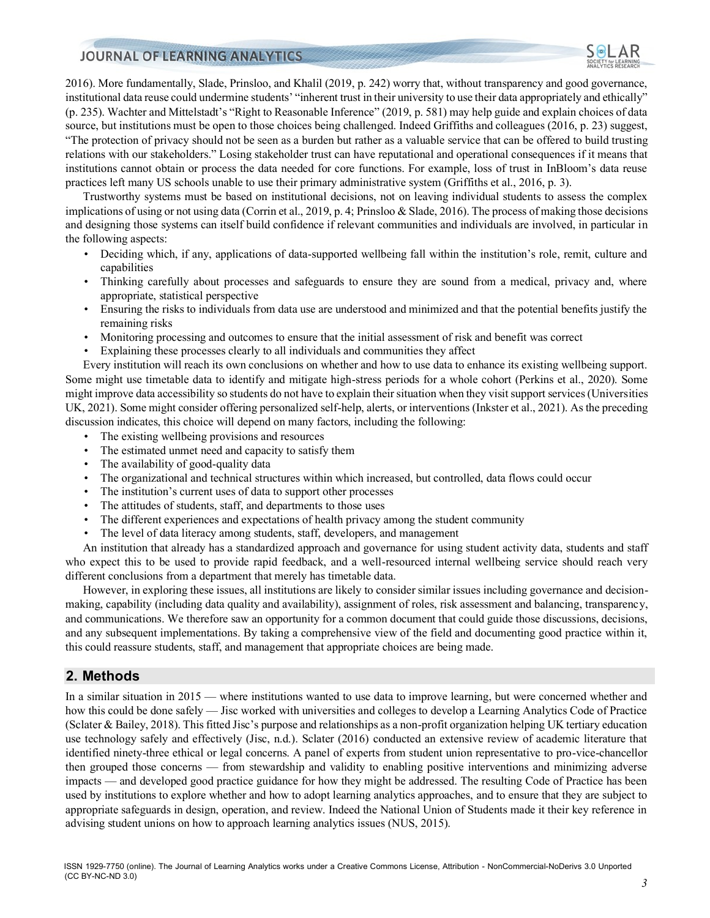2016). More fundamentally, Slade, Prinsloo, and Khalil (2019, p. 242) worry that, without transparency and good governance, institutional data reuse could undermine students' "inherent trust in their university to use their data appropriately and ethically" (p. 235). Wachter and Mittelstadt's "Right to Reasonable Inference" (2019, p. 581) may help guide and explain choices of data source, but institutions must be open to those choices being challenged. Indeed Griffiths and colleagues (2016, p. 23) suggest, "The protection of privacy should not be seen as a burden but rather as a valuable service that can be offered to build trusting relations with our stakeholders." Losing stakeholder trust can have reputational and operational consequences if it means that institutions cannot obtain or process the data needed for core functions. For example, loss of trust in InBloom's data reuse practices left many US schools unable to use their primary administrative system (Griffiths et al., 2016, p. 3).

Trustworthy systems must be based on institutional decisions, not on leaving individual students to assess the complex implications of using or not using data (Corrin et al., 2019, p. 4; Prinsloo & Slade, 2016). The process of making those decisions and designing those systems can itself build confidence if relevant communities and individuals are involved, in particular in the following aspects:

- Deciding which, if any, applications of data-supported wellbeing fall within the institution's role, remit, culture and capabilities
- Thinking carefully about processes and safeguards to ensure they are sound from a medical, privacy and, where appropriate, statistical perspective
- Ensuring the risks to individuals from data use are understood and minimized and that the potential benefits justify the remaining risks
- Monitoring processing and outcomes to ensure that the initial assessment of risk and benefit was correct
- Explaining these processes clearly to all individuals and communities they affect

Every institution will reach its own conclusions on whether and how to use data to enhance its existing wellbeing support. Some might use timetable data to identify and mitigate high-stress periods for a whole cohort (Perkins et al., 2020). Some might improve data accessibility so students do not have to explain their situation when they visit support services (Universities UK, 2021). Some might consider offering personalized self-help, alerts, or interventions (Inkster et al., 2021). As the preceding discussion indicates, this choice will depend on many factors, including the following:

- The existing wellbeing provisions and resources
- The estimated unmet need and capacity to satisfy them
- The availability of good-quality data
- The organizational and technical structures within which increased, but controlled, data flows could occur
- The institution's current uses of data to support other processes
- The attitudes of students, staff, and departments to those uses
- The different experiences and expectations of health privacy among the student community
- The level of data literacy among students, staff, developers, and management

An institution that already has a standardized approach and governance for using student activity data, students and staff who expect this to be used to provide rapid feedback, and a well-resourced internal wellbeing service should reach very different conclusions from a department that merely has timetable data.

However, in exploring these issues, all institutions are likely to consider similar issues including governance and decision-making, capability (including data quality and availability), assignment of roles, risk assessment and balancing, transparency, and communications. We therefore saw an opportunity for a common document that could guide those discussions, decisions, and any subsequent implementations. By taking a comprehensive view of the field and documenting good practice within it, this could reassure students, staff, and management that appropriate choices are being made.

## 2. Methods

In a similar situation in 2015 — where institutions wanted to use data to improve learning, but were concerned whether and how this could be done safely — Jisc worked with universities and colleges to develop a Learning Analytics Code of Practice (Sclater & Bailey, 2018). This fitted Jisc's purpose and relationships as a non-profit organization helping UK tertiary education use technology safely and effectively (Jisc, n.d.). Sclater (2016) conducted an extensive review of academic literature that identified ninety-three ethical or legal concerns. A panel of experts from student union representative to pro-vice-chancellor then grouped those concerns — from stewardship and validity to enabling positive interventions and minimizing adverse impacts — and developed good practice guidance for how they might be addressed. The resulting Code of Practice has been used by institutions to explore whether and how to adopt learning analytics approaches, and to ensure that they are subject to appropriate safeguards in design, operation, and review. Indeed the National Union of Students made it their key reference in advising student unions on how to approach learning analytics issues (NUS, 2015).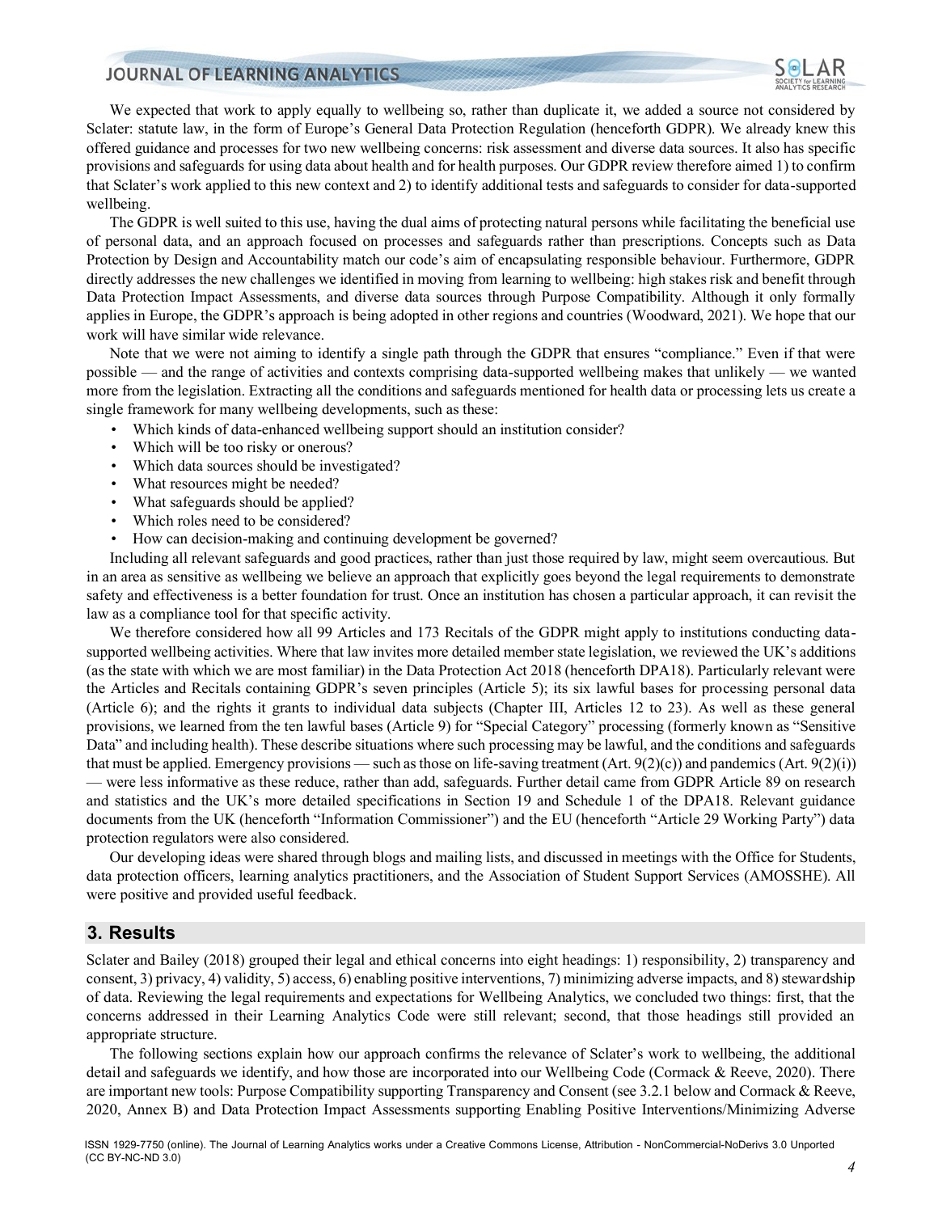We expected that work to apply equally to wellbeing so, rather than duplicate it, we added a source not considered by Sclater: statute law, in the form of Europe's General Data Protection Regulation (henceforth GDPR). We already knew this offered guidance and processes for two new wellbeing concerns: risk assessment and diverse data sources. It also has specific provisions and safeguards for using data about health and for health purposes. Our GDPR review therefore aimed 1) to confirm that Sclater's work applied to this new context and 2) to identify additional tests and safeguards to consider for data-supported wellbeing.

The GDPR is well suited to this use, having the dual aims of protecting natural persons while facilitating the beneficial use of personal data, and an approach focused on processes and safeguards rather than prescriptions. Concepts such as Data Protection by Design and Accountability match our code's aim of encapsulating responsible behaviour. Furthermore, GDPR directly addresses the new challenges we identified in moving from learning to wellbeing: high stakes risk and benefit through Data Protection Impact Assessments, and diverse data sources through Purpose Compatibility. Although it only formally applies in Europe, the GDPR's approach is being adopted in other regions and countries (Woodward, 2021). We hope that our work will have similar wide relevance.

Note that we were not aiming to identify a single path through the GDPR that ensures "compliance." Even if that were possible — and the range of activities and contexts comprising data-supported wellbeing makes that unlikely — we wanted more from the legislation. Extracting all the conditions and safeguards mentioned for health data or processing lets us create a single framework for many wellbeing developments, such as these:

- Which kinds of data-enhanced wellbeing support should an institution consider?
- Which will be too risky or onerous?
- Which data sources should be investigated?
- What resources might be needed?
- What safeguards should be applied?
- Which roles need to be considered?
- How can decision-making and continuing development be governed?

Including all relevant safeguards and good practices, rather than just those required by law, might seem overcautious. But in an area as sensitive as wellbeing we believe an approach that explicitly goes beyond the legal requirements to demonstrate safety and effectiveness is a better foundation for trust. Once an institution has chosen a particular approach, it can revisit the law as a compliance tool for that specific activity.

We therefore considered how all 99 Articles and 173 Recitals of the GDPR might apply to institutions conducting data-supported wellbeing activities. Where that law invites more detailed member state legislation, we reviewed the UK's additions (as the state with which we are most familiar) in the Data Protection Act 2018 (henceforth DPA18). Particularly relevant were the Articles and Recitals containing GDPR's seven principles (Article 5); its six lawful bases for processing personal data (Article 6); and the rights it grants to individual data subjects (Chapter III, Articles 12 to 23). As well as these general provisions, we learned from the ten lawful bases (Article 9) for "Special Category" processing (formerly known as "Sensitive Data" and including health). These describe situations where such processing may be lawful, and the conditions and safeguards that must be applied. Emergency provisions — such as those on life-saving treatment (Art. 9(2)(c)) and pandemics (Art. 9(2)(i)) — were less informative as these reduce, rather than add, safeguards. Further detail came from GDPR Article 89 on research and statistics and the UK's more detailed specifications in Section 19 and Schedule 1 of the DPA18. Relevant guidance documents from the UK (henceforth "Information Commissioner") and the EU (henceforth "Article 29 Working Party") data protection regulators were also considered.

Our developing ideas were shared through blogs and mailing lists, and discussed in meetings with the Office for Students, data protection officers, learning analytics practitioners, and the Association of Student Support Services (AMOSSHE). All were positive and provided useful feedback.

## 3. Results

Sclater and Bailey (2018) grouped their legal and ethical concerns into eight headings: 1) responsibility, 2) transparency and consent, 3) privacy, 4) validity, 5) access, 6) enabling positive interventions, 7) minimizing adverse impacts, and 8) stewardship of data. Reviewing the legal requirements and expectations for Wellbeing Analytics, we concluded two things: first, that the concerns addressed in their Learning Analytics Code were still relevant; second, that those headings still provided an appropriate structure.

The following sections explain how our approach confirms the relevance of Sclater's work to wellbeing, the additional detail and safeguards we identify, and how those are incorporated into our Wellbeing Code (Cormack & Reeve, 2020). There are important new tools: Purpose Compatibility supporting Transparency and Consent (see 3.2.1 below and Cormack & Reeve, 2020, Annex B) and Data Protection Impact Assessments supporting Enabling Positive Interventions/Minimizing Adverse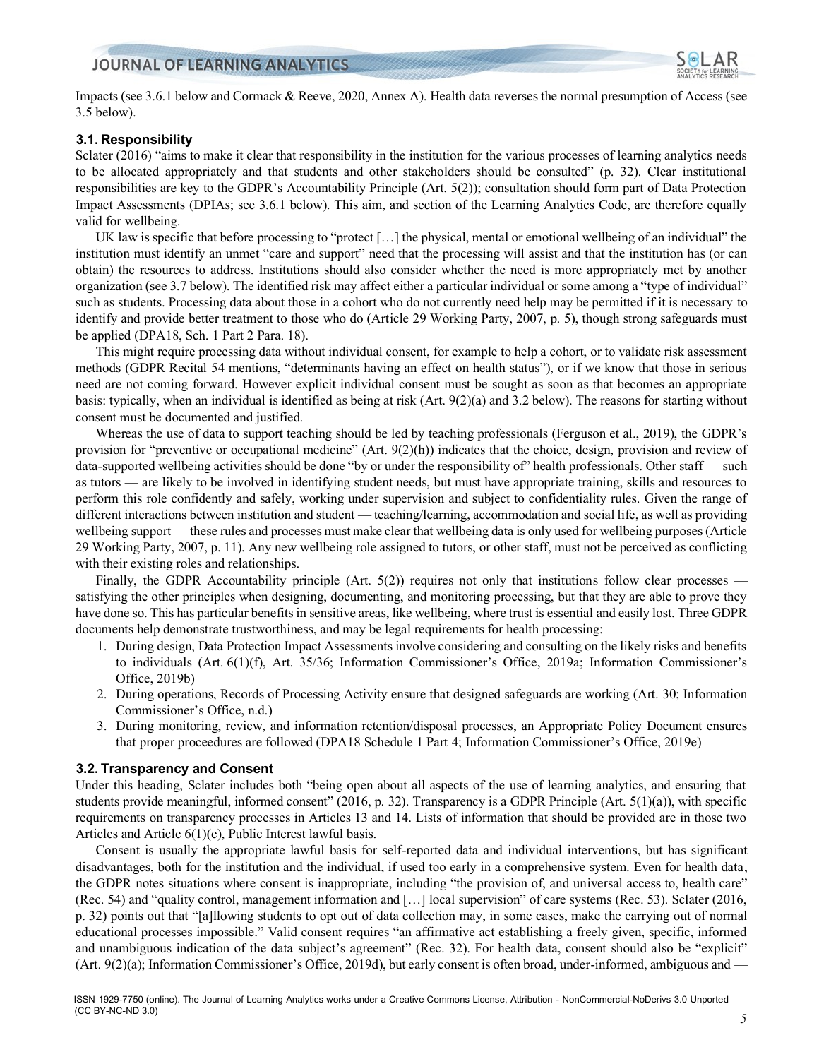Impacts (see 3.6.1 below and Cormack & Reeve, 2020, Annex A). Health data reverses the normal presumption of Access (see 3.5 below).

### 3.1. Responsibility

Sclater (2016) "aims to make it clear that responsibility in the institution for the various processes of learning analytics needs to be allocated appropriately and that students and other stakeholders should be consulted" (p. 32). Clear institutional responsibilities are key to the GDPR's Accountability Principle (Art. 5(2)); consultation should form part of Data Protection Impact Assessments (DPIAs; see 3.6.1 below). This aim, and section of the Learning Analytics Code, are therefore equally valid for wellbeing.

UK law is specific that before processing to "protect […] the physical, mental or emotional wellbeing of an individual" the institution must identify an unmet "care and support" need that the processing will assist and that the institution has (or can obtain) the resources to address. Institutions should also consider whether the need is more appropriately met by another organization (see 3.7 below). The identified risk may affect either a particular individual or some among a "type of individual" such as students. Processing data about those in a cohort who do not currently need help may be permitted if it is necessary to identify and provide better treatment to those who do (Article 29 Working Party, 2007, p. 5), though strong safeguards must be applied (DPA18, Sch. 1 Part 2 Para. 18).

This might require processing data without individual consent, for example to help a cohort, or to validate risk assessment methods (GDPR Recital 54 mentions, "determinants having an effect on health status"), or if we know that those in serious need are not coming forward. However explicit individual consent must be sought as soon as that becomes an appropriate basis: typically, when an individual is identified as being at risk (Art. 9(2)(a) and 3.2 below). The reasons for starting without consent must be documented and justified.

Whereas the use of data to support teaching should be led by teaching professionals (Ferguson et al., 2019), the GDPR's provision for "preventive or occupational medicine" (Art. 9(2)(h)) indicates that the choice, design, provision and review of data-supported wellbeing activities should be done "by or under the responsibility of" health professionals. Other staff — such as tutors — are likely to be involved in identifying student needs, but must have appropriate training, skills and resources to perform this role confidently and safely, working under supervision and subject to confidentiality rules. Given the range of different interactions between institution and student — teaching/learning, accommodation and social life, as well as providing wellbeing support — these rules and processes must make clear that wellbeing data is only used for wellbeing purposes (Article 29 Working Party, 2007, p. 11). Any new wellbeing role assigned to tutors, or other staff, must not be perceived as conflicting with their existing roles and relationships.

Finally, the GDPR Accountability principle (Art. 5(2)) requires not only that institutions follow clear processes — satisfying the other principles when designing, documenting, and monitoring processing, but that they are able to prove they have done so. This has particular benefits in sensitive areas, like wellbeing, where trust is essential and easily lost. Three GDPR documents help demonstrate trustworthiness, and may be legal requirements for health processing:

1. During design, Data Protection Impact Assessments involve considering and consulting on the likely risks and benefits to individuals (Art. 6(1)(f), Art. 35/36; Information Commissioner's Office, 2019a; Information Commissioner's Office, 2019b)
2. During operations, Records of Processing Activity ensure that designed safeguards are working (Art. 30; Information Commissioner's Office, n.d.)
3. During monitoring, review, and information retention/disposal processes, an Appropriate Policy Document ensures that proper proceedures are followed (DPA18 Schedule 1 Part 4; Information Commissioner's Office, 2019e)

### 3.2. Transparency and Consent

Under this heading, Sclater includes both "being open about all aspects of the use of learning analytics, and ensuring that students provide meaningful, informed consent" (2016, p. 32). Transparency is a GDPR Principle (Art. 5(1)(a)), with specific requirements on transparency processes in Articles 13 and 14. Lists of information that should be provided are in those two Articles and Article 6(1)(e), Public Interest lawful basis.

Consent is usually the appropriate lawful basis for self-reported data and individual interventions, but has significant disadvantages, both for the institution and the individual, if used too early in a comprehensive system. Even for health data, the GDPR notes situations where consent is inappropriate, including "the provision of, and universal access to, health care" (Rec. 54) and "quality control, management information and […] local supervision" of care systems (Rec. 53). Sclater (2016, p. 32) points out that "[a]llowing students to opt out of data collection may, in some cases, make the carrying out of normal educational processes impossible." Valid consent requires "an affirmative act establishing a freely given, specific, informed and unambiguous indication of the data subject's agreement" (Rec. 32). For health data, consent should also be "explicit" (Art. 9(2)(a); Information Commissioner's Office, 2019d), but early consent is often broad, under-informed, ambiguous and —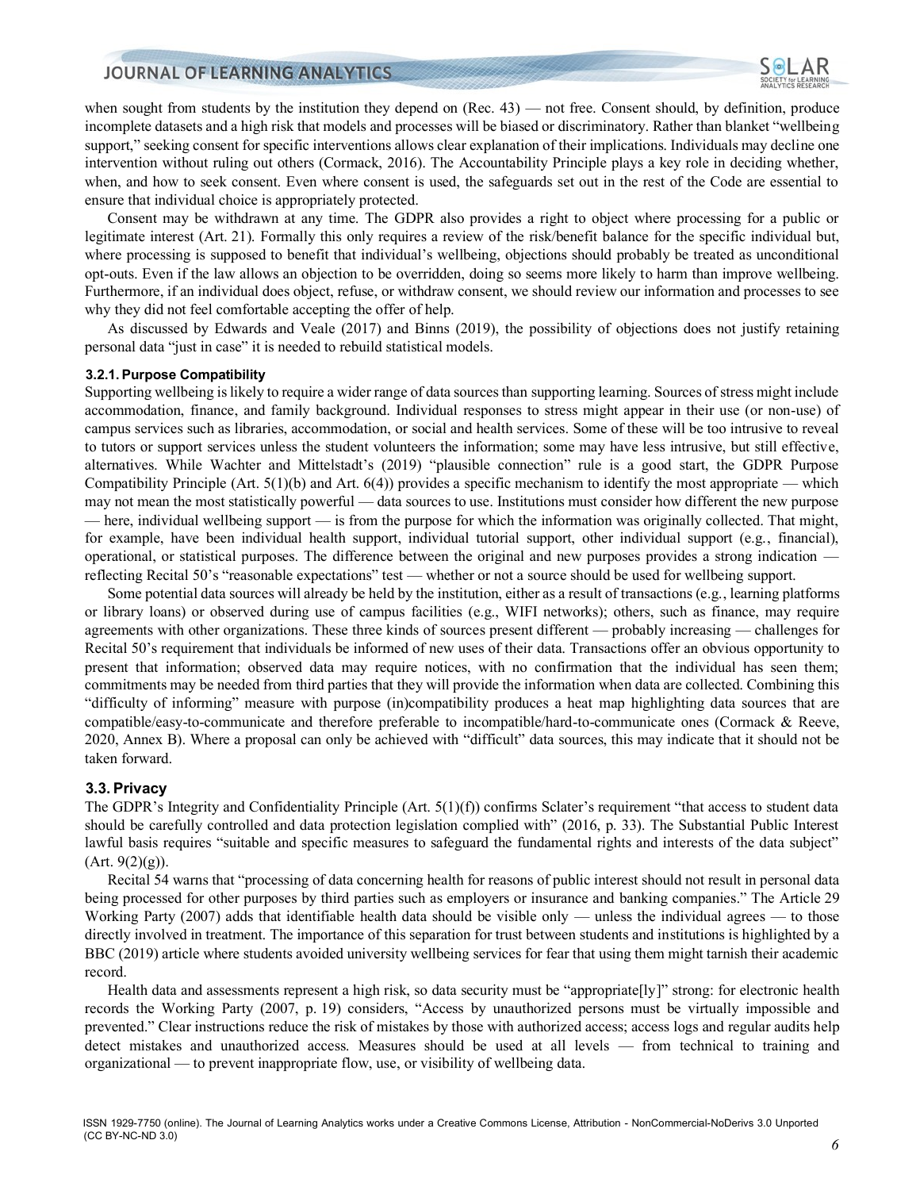when sought from students by the institution they depend on (Rec. 43) — not free. Consent should, by definition, produce incomplete datasets and a high risk that models and processes will be biased or discriminatory. Rather than blanket "wellbeing support," seeking consent for specific interventions allows clear explanation of their implications. Individuals may decline one intervention without ruling out others (Cormack, 2016). The Accountability Principle plays a key role in deciding whether, when, and how to seek consent. Even where consent is used, the safeguards set out in the rest of the Code are essential to ensure that individual choice is appropriately protected.

Consent may be withdrawn at any time. The GDPR also provides a right to object where processing for a public or legitimate interest (Art. 21). Formally this only requires a review of the risk/benefit balance for the specific individual but, where processing is supposed to benefit that individual's wellbeing, objections should probably be treated as unconditional opt-outs. Even if the law allows an objection to be overridden, doing so seems more likely to harm than improve wellbeing. Furthermore, if an individual does object, refuse, or withdraw consent, we should review our information and processes to see why they did not feel comfortable accepting the offer of help.

As discussed by Edwards and Veale (2017) and Binns (2019), the possibility of objections does not justify retaining personal data "just in case" it is needed to rebuild statistical models.

#### 3.2.1. Purpose Compatibility

Supporting wellbeing is likely to require a wider range of data sources than supporting learning. Sources of stress might include accommodation, finance, and family background. Individual responses to stress might appear in their use (or non-use) of campus services such as libraries, accommodation, or social and health services. Some of these will be too intrusive to reveal to tutors or support services unless the student volunteers the information; some may have less intrusive, but still effective, alternatives. While Wachter and Mittelstadt's (2019) "plausible connection" rule is a good start, the GDPR Purpose Compatibility Principle (Art. 5(1)(b) and Art. 6(4)) provides a specific mechanism to identify the most appropriate — which may not mean the most statistically powerful — data sources to use. Institutions must consider how different the new purpose — here, individual wellbeing support — is from the purpose for which the information was originally collected. That might, for example, have been individual health support, individual tutorial support, other individual support (e.g., financial), operational, or statistical purposes. The difference between the original and new purposes provides a strong indication — reflecting Recital 50's "reasonable expectations" test — whether or not a source should be used for wellbeing support.

Some potential data sources will already be held by the institution, either as a result of transactions (e.g., learning platforms or library loans) or observed during use of campus facilities (e.g., WIFI networks); others, such as finance, may require agreements with other organizations. These three kinds of sources present different — probably increasing — challenges for Recital 50's requirement that individuals be informed of new uses of their data. Transactions offer an obvious opportunity to present that information; observed data may require notices, with no confirmation that the individual has seen them; commitments may be needed from third parties that they will provide the information when data are collected. Combining this "difficulty of informing" measure with purpose (in)compatibility produces a heat map highlighting data sources that are compatible/easy-to-communicate and therefore preferable to incompatible/hard-to-communicate ones (Cormack & Reeve, 2020, Annex B). Where a proposal can only be achieved with "difficult" data sources, this may indicate that it should not be taken forward.

### 3.3. Privacy

The GDPR's Integrity and Confidentiality Principle (Art. 5(1)(f)) confirms Sclater's requirement "that access to student data should be carefully controlled and data protection legislation complied with" (2016, p. 33). The Substantial Public Interest lawful basis requires "suitable and specific measures to safeguard the fundamental rights and interests of the data subject" (Art. 9(2)(g)).

Recital 54 warns that "processing of data concerning health for reasons of public interest should not result in personal data being processed for other purposes by third parties such as employers or insurance and banking companies." The Article 29 Working Party (2007) adds that identifiable health data should be visible only — unless the individual agrees — to those directly involved in treatment. The importance of this separation for trust between students and institutions is highlighted by a BBC (2019) article where students avoided university wellbeing services for fear that using them might tarnish their academic record.

Health data and assessments represent a high risk, so data security must be "appropriate[ly]" strong: for electronic health records the Working Party (2007, p. 19) considers, "Access by unauthorized persons must be virtually impossible and prevented." Clear instructions reduce the risk of mistakes by those with authorized access; access logs and regular audits help detect mistakes and unauthorized access. Measures should be used at all levels — from technical to training and organizational — to prevent inappropriate flow, use, or visibility of wellbeing data.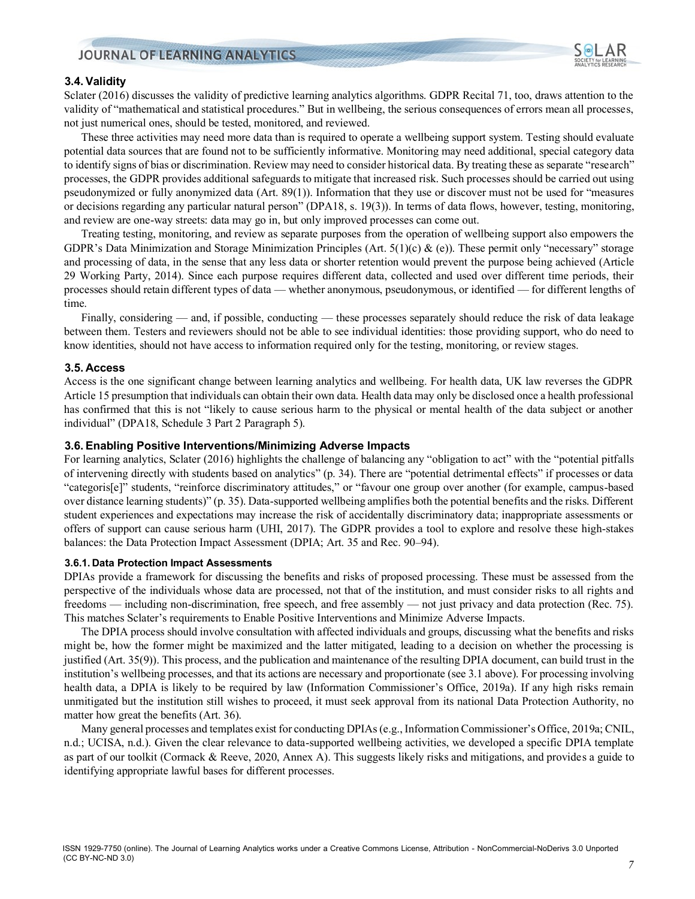### 3.4. Validity

Sclater (2016) discusses the validity of predictive learning analytics algorithms. GDPR Recital 71, too, draws attention to the validity of "mathematical and statistical procedures." But in wellbeing, the serious consequences of errors mean all processes, not just numerical ones, should be tested, monitored, and reviewed.

These three activities may need more data than is required to operate a wellbeing support system. Testing should evaluate potential data sources that are found not to be sufficiently informative. Monitoring may need additional, special category data to identify signs of bias or discrimination. Review may need to consider historical data. By treating these as separate "research" processes, the GDPR provides additional safeguards to mitigate that increased risk. Such processes should be carried out using pseudonymized or fully anonymized data (Art. 89(1)). Information that they use or discover must not be used for "measures or decisions regarding any particular natural person" (DPA18, s. 19(3)). In terms of data flows, however, testing, monitoring, and review are one-way streets: data may go in, but only improved processes can come out.

Treating testing, monitoring, and review as separate purposes from the operation of wellbeing support also empowers the GDPR's Data Minimization and Storage Minimization Principles (Art. 5(1)(c) & (e)). These permit only "necessary" storage and processing of data, in the sense that any less data or shorter retention would prevent the purpose being achieved (Article 29 Working Party, 2014). Since each purpose requires different data, collected and used over different time periods, their processes should retain different types of data — whether anonymous, pseudonymous, or identified — for different lengths of time.

Finally, considering — and, if possible, conducting — these processes separately should reduce the risk of data leakage between them. Testers and reviewers should not be able to see individual identities: those providing support, who do need to know identities, should not have access to information required only for the testing, monitoring, or review stages.

### 3.5. Access

Access is the one significant change between learning analytics and wellbeing. For health data, UK law reverses the GDPR Article 15 presumption that individuals can obtain their own data. Health data may only be disclosed once a health professional has confirmed that this is not "likely to cause serious harm to the physical or mental health of the data subject or another individual" (DPA18, Schedule 3 Part 2 Paragraph 5).

### 3.6. Enabling Positive Interventions/Minimizing Adverse Impacts

For learning analytics, Sclater (2016) highlights the challenge of balancing any "obligation to act" with the "potential pitfalls of intervening directly with students based on analytics" (p. 34). There are "potential detrimental effects" if processes or data "categoris[e]" students, "reinforce discriminatory attitudes," or "favour one group over another (for example, campus-based over distance learning students)" (p. 35). Data-supported wellbeing amplifies both the potential benefits and the risks. Different student experiences and expectations may increase the risk of accidentally discriminatory data; inappropriate assessments or offers of support can cause serious harm (UHI, 2017). The GDPR provides a tool to explore and resolve these high-stakes balances: the Data Protection Impact Assessment (DPIA; Art. 35 and Rec. 90–94).

#### 3.6.1. Data Protection Impact Assessments

DPIAs provide a framework for discussing the benefits and risks of proposed processing. These must be assessed from the perspective of the individuals whose data are processed, not that of the institution, and must consider risks to all rights and freedoms — including non-discrimination, free speech, and free assembly — not just privacy and data protection (Rec. 75). This matches Sclater's requirements to Enable Positive Interventions and Minimize Adverse Impacts.

The DPIA process should involve consultation with affected individuals and groups, discussing what the benefits and risks might be, how the former might be maximized and the latter mitigated, leading to a decision on whether the processing is justified (Art. 35(9)). This process, and the publication and maintenance of the resulting DPIA document, can build trust in the institution's wellbeing processes, and that its actions are necessary and proportionate (see 3.1 above). For processing involving health data, a DPIA is likely to be required by law (Information Commissioner's Office, 2019a). If any high risks remain unmitigated but the institution still wishes to proceed, it must seek approval from its national Data Protection Authority, no matter how great the benefits (Art. 36).

Many general processes and templates exist for conducting DPIAs (e.g., Information Commissioner's Office, 2019a; CNIL, n.d.; UCISA, n.d.). Given the clear relevance to data-supported wellbeing activities, we developed a specific DPIA template as part of our toolkit (Cormack & Reeve, 2020, Annex A). This suggests likely risks and mitigations, and provides a guide to identifying appropriate lawful bases for different processes.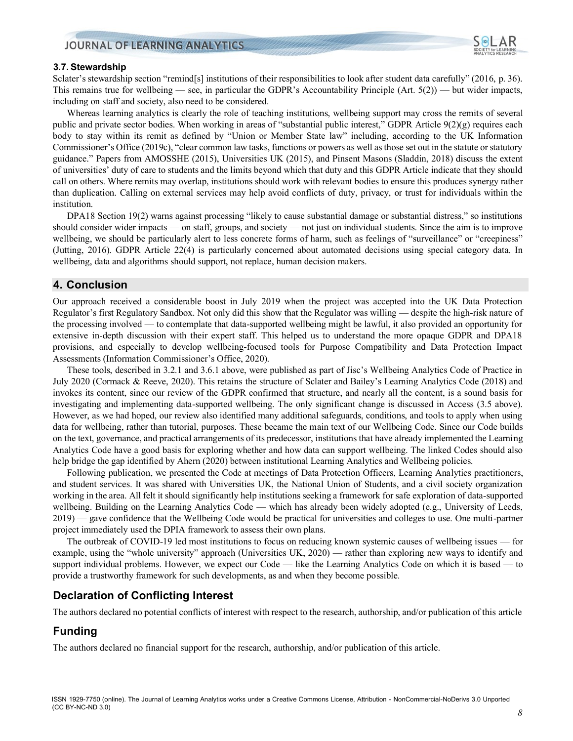### 3.7. Stewardship

Sclater's stewardship section "remind[s] institutions of their responsibilities to look after student data carefully" (2016, p. 36). This remains true for wellbeing — see, in particular the GDPR's Accountability Principle (Art. 5(2)) — but wider impacts, including on staff and society, also need to be considered.

Whereas learning analytics is clearly the role of teaching institutions, wellbeing support may cross the remits of several public and private sector bodies. When working in areas of "substantial public interest," GDPR Article 9(2)(g) requires each body to stay within its remit as defined by "Union or Member State law" including, according to the UK Information Commissioner's Office (2019c), "clear common law tasks, functions or powers as well as those set out in the statute or statutory guidance." Papers from AMOSSHE (2015), Universities UK (2015), and Pinsent Masons (Sladdin, 2018) discuss the extent of universities' duty of care to students and the limits beyond which that duty and this GDPR Article indicate that they should call on others. Where remits may overlap, institutions should work with relevant bodies to ensure this produces synergy rather than duplication. Calling on external services may help avoid conflicts of duty, privacy, or trust for individuals within the institution.

DPA18 Section 19(2) warns against processing "likely to cause substantial damage or substantial distress," so institutions should consider wider impacts — on staff, groups, and society — not just on individual students. Since the aim is to improve wellbeing, we should be particularly alert to less concrete forms of harm, such as feelings of "surveillance" or "creepiness" (Jutting, 2016). GDPR Article 22(4) is particularly concerned about automated decisions using special category data. In wellbeing, data and algorithms should support, not replace, human decision makers.

## 4. Conclusion

Our approach received a considerable boost in July 2019 when the project was accepted into the UK Data Protection Regulator's first Regulatory Sandbox. Not only did this show that the Regulator was willing — despite the high-risk nature of the processing involved — to contemplate that data-supported wellbeing might be lawful, it also provided an opportunity for extensive in-depth discussion with their expert staff. This helped us to understand the more opaque GDPR and DPA18 provisions, and especially to develop wellbeing-focused tools for Purpose Compatibility and Data Protection Impact Assessments (Information Commissioner's Office, 2020).

These tools, described in 3.2.1 and 3.6.1 above, were published as part of Jisc's Wellbeing Analytics Code of Practice in July 2020 (Cormack & Reeve, 2020). This retains the structure of Sclater and Bailey's Learning Analytics Code (2018) and invokes its content, since our review of the GDPR confirmed that structure, and nearly all the content, is a sound basis for investigating and implementing data-supported wellbeing. The only significant change is discussed in Access (3.5 above). However, as we had hoped, our review also identified many additional safeguards, conditions, and tools to apply when using data for wellbeing, rather than tutorial, purposes. These became the main text of our Wellbeing Code. Since our Code builds on the text, governance, and practical arrangements of its predecessor, institutions that have already implemented the Learning Analytics Code have a good basis for exploring whether and how data can support wellbeing. The linked Codes should also help bridge the gap identified by Ahern (2020) between institutional Learning Analytics and Wellbeing policies.

Following publication, we presented the Code at meetings of Data Protection Officers, Learning Analytics practitioners, and student services. It was shared with Universities UK, the National Union of Students, and a civil society organization working in the area. All felt it should significantly help institutions seeking a framework for safe exploration of data-supported wellbeing. Building on the Learning Analytics Code — which has already been widely adopted (e.g., University of Leeds, 2019) — gave confidence that the Wellbeing Code would be practical for universities and colleges to use. One multi-partner project immediately used the DPIA framework to assess their own plans.

The outbreak of COVID-19 led most institutions to focus on reducing known systemic causes of wellbeing issues — for example, using the "whole university" approach (Universities UK, 2020) — rather than exploring new ways to identify and support individual problems. However, we expect our Code — like the Learning Analytics Code on which it is based — to provide a trustworthy framework for such developments, as and when they become possible.

## Declaration of Conflicting Interest

The authors declared no potential conflicts of interest with respect to the research, authorship, and/or publication of this article

## Funding

The authors declared no financial support for the research, authorship, and/or publication of this article.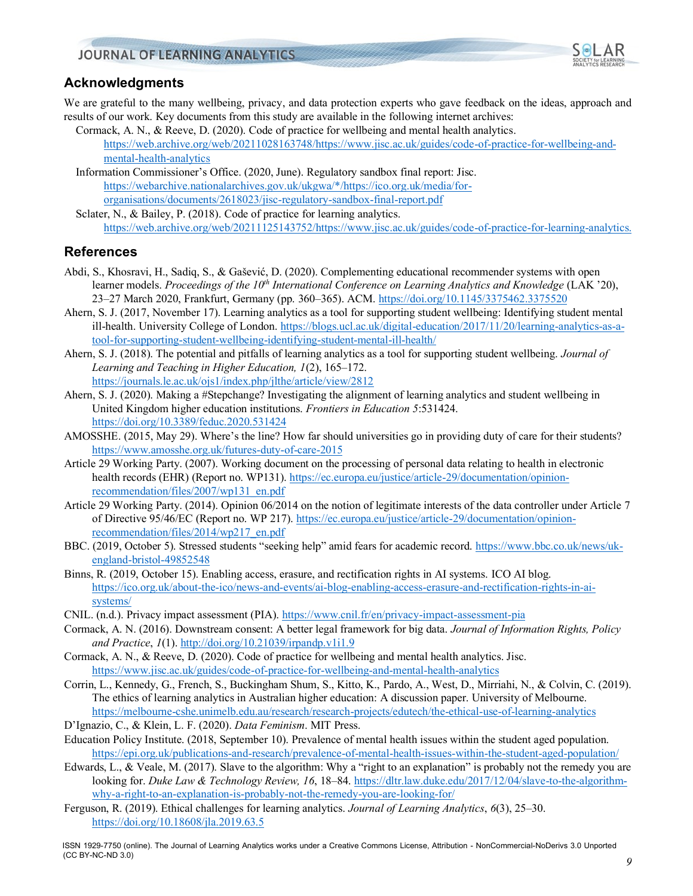## Acknowledgments

We are grateful to the many wellbeing, privacy, and data protection experts who gave feedback on the ideas, approach and results of our work. Key documents from this study are available in the following internet archives:

Cormack, A. N., & Reeve, D. (2020). Code of practice for wellbeing and mental health analytics. https://web.archive.org/web/20211028163748/https://www.jisc.ac.uk/guides/code-of-practice-for-wellbeing-and-mental-health-analytics

Information Commissioner's Office. (2020, June). Regulatory sandbox final report: Jisc. https://webarchive.nationalarchives.gov.uk/ukgwa/*/https://ico.org.uk/media/for-organisations/documents/2618023/jisc-regulatory-sandbox-final-report.pdf

Sclater, N., & Bailey, P. (2018). Code of practice for learning analytics. https://web.archive.org/web/20211125143752/https://www.jisc.ac.uk/guides/code-of-practice-for-learning-analytics.

## References

Abdi, S., Khosravi, H., Sadiq, S., & Gašević, D. (2020). Complementing educational recommender systems with open learner models. *Proceedings of the 10th International Conference on Learning Analytics and Knowledge* (LAK '20), 23–27 March 2020, Frankfurt, Germany (pp. 360–365). ACM. https://doi.org/10.1145/3375462.3375520

Ahern, S. J. (2017, November 17). Learning analytics as a tool for supporting student wellbeing: Identifying student mental ill-health. University College of London. https://blogs.ucl.ac.uk/digital-education/2017/11/20/learning-analytics-as-a-tool-for-supporting-student-wellbeing-identifying-student-mental-ill-health/

Ahern, S. J. (2018). The potential and pitfalls of learning analytics as a tool for supporting student wellbeing. *Journal of Learning and Teaching in Higher Education, 1*(2), 165–172. https://journals.le.ac.uk/ojs1/index.php/jlthe/article/view/2812

Ahern, S. J. (2020). Making a #Stepchange? Investigating the alignment of learning analytics and student wellbeing in United Kingdom higher education institutions. *Frontiers in Education 5*:531424. https://doi.org/10.3389/feduc.2020.531424

AMOSSHE. (2015, May 29). Where's the line? How far should universities go in providing duty of care for their students? https://www.amosshe.org.uk/futures-duty-of-care-2015

Article 29 Working Party. (2007). Working document on the processing of personal data relating to health in electronic health records (EHR) (Report no. WP131). https://ec.europa.eu/justice/article-29/documentation/opinion-recommendation/files/2007/wp131_en.pdf

Article 29 Working Party. (2014). Opinion 06/2014 on the notion of legitimate interests of the data controller under Article 7 of Directive 95/46/EC (Report no. WP 217). https://ec.europa.eu/justice/article-29/documentation/opinion-recommendation/files/2014/wp217_en.pdf

BBC. (2019, October 5). Stressed students "seeking help" amid fears for academic record. https://www.bbc.co.uk/news/uk-england-bristol-49852548

Binns, R. (2019, October 15). Enabling access, erasure, and rectification rights in AI systems. ICO AI blog. https://ico.org.uk/about-the-ico/news-and-events/ai-blog-enabling-access-erasure-and-rectification-rights-in-ai-systems/

CNIL. (n.d.). Privacy impact assessment (PIA). https://www.cnil.fr/en/privacy-impact-assessment-pia

Cormack, A. N. (2016). Downstream consent: A better legal framework for big data. *Journal of Information Rights, Policy and Practice*, *1*(1). http://doi.org/10.21039/irpandp.v1i1.9

Cormack, A. N., & Reeve, D. (2020). Code of practice for wellbeing and mental health analytics. Jisc. https://www.jisc.ac.uk/guides/code-of-practice-for-wellbeing-and-mental-health-analytics

Corrin, L., Kennedy, G., French, S., Buckingham Shum, S., Kitto, K., Pardo, A., West, D., Mirriahi, N., & Colvin, C. (2019). The ethics of learning analytics in Australian higher education: A discussion paper. University of Melbourne. https://melbourne-cshe.unimelb.edu.au/research/research-projects/edutech/the-ethical-use-of-learning-analytics

D'Ignazio, C., & Klein, L. F. (2020). *Data Feminism*. MIT Press.

Education Policy Institute. (2018, September 10). Prevalence of mental health issues within the student aged population. https://epi.org.uk/publications-and-research/prevalence-of-mental-health-issues-within-the-student-aged-population/

Edwards, L., & Veale, M. (2017). Slave to the algorithm: Why a "right to an explanation" is probably not the remedy you are looking for. *Duke Law & Technology Review, 16*, 18–84. https://dltr.law.duke.edu/2017/12/04/slave-to-the-algorithm-why-a-right-to-an-explanation-is-probably-not-the-remedy-you-are-looking-for/

Ferguson, R. (2019). Ethical challenges for learning analytics. *Journal of Learning Analytics*, *6*(3), 25–30. https://doi.org/10.18608/jla.2019.63.5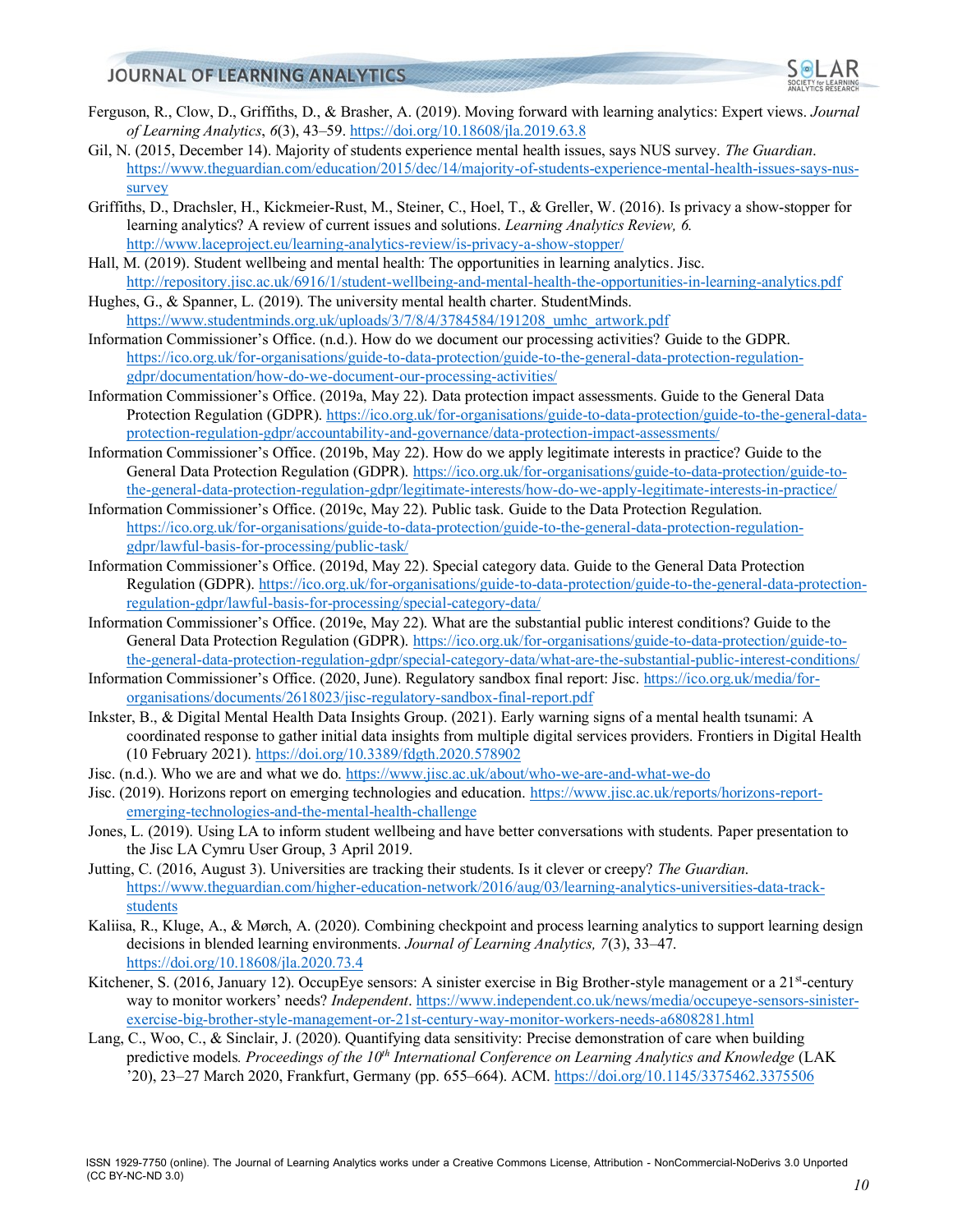Ferguson, R., Clow, D., Griffiths, D., & Brasher, A. (2019). Moving forward with learning analytics: Expert views. *Journal of Learning Analytics*, *6*(3), 43–59. https://doi.org/10.18608/jla.2019.63.8

Gil, N. (2015, December 14). Majority of students experience mental health issues, says NUS survey. *The Guardian*. https://www.theguardian.com/education/2015/dec/14/majority-of-students-experience-mental-health-issues-says-nus-survey

Griffiths, D., Drachsler, H., Kickmeier-Rust, M., Steiner, C., Hoel, T., & Greller, W. (2016). Is privacy a show-stopper for learning analytics? A review of current issues and solutions. *Learning Analytics Review, 6.* http://www.laceproject.eu/learning-analytics-review/is-privacy-a-show-stopper/

Hall, M. (2019). Student wellbeing and mental health: The opportunities in learning analytics. Jisc. http://repository.jisc.ac.uk/6916/1/student-wellbeing-and-mental-health-the-opportunities-in-learning-analytics.pdf

Hughes, G., & Spanner, L. (2019). The university mental health charter. StudentMinds. https://www.studentminds.org.uk/uploads/3/7/8/4/3784584/191208_umhc_artwork.pdf

Information Commissioner's Office. (n.d.). How do we document our processing activities? Guide to the GDPR. https://ico.org.uk/for-organisations/guide-to-data-protection/guide-to-the-general-data-protection-regulation-gdpr/documentation/how-do-we-document-our-processing-activities/

Information Commissioner's Office. (2019a, May 22). Data protection impact assessments. Guide to the General Data Protection Regulation (GDPR). https://ico.org.uk/for-organisations/guide-to-data-protection/guide-to-the-general-data-protection-regulation-gdpr/accountability-and-governance/data-protection-impact-assessments/

Information Commissioner's Office. (2019b, May 22). How do we apply legitimate interests in practice? Guide to the General Data Protection Regulation (GDPR). https://ico.org.uk/for-organisations/guide-to-data-protection/guide-to-the-general-data-protection-regulation-gdpr/legitimate-interests/how-do-we-apply-legitimate-interests-in-practice/

Information Commissioner's Office. (2019c, May 22). Public task. Guide to the Data Protection Regulation. https://ico.org.uk/for-organisations/guide-to-data-protection/guide-to-the-general-data-protection-regulation-gdpr/lawful-basis-for-processing/public-task/

Information Commissioner's Office. (2019d, May 22). Special category data. Guide to the General Data Protection Regulation (GDPR). https://ico.org.uk/for-organisations/guide-to-data-protection/guide-to-the-general-data-protection-regulation-gdpr/lawful-basis-for-processing/special-category-data/

Information Commissioner's Office. (2019e, May 22). What are the substantial public interest conditions? Guide to the General Data Protection Regulation (GDPR). https://ico.org.uk/for-organisations/guide-to-data-protection/guide-to-the-general-data-protection-regulation-gdpr/special-category-data/what-are-the-substantial-public-interest-conditions/

Information Commissioner's Office. (2020, June). Regulatory sandbox final report: Jisc. https://ico.org.uk/media/for-organisations/documents/2618023/jisc-regulatory-sandbox-final-report.pdf

Inkster, B., & Digital Mental Health Data Insights Group. (2021). Early warning signs of a mental health tsunami: A coordinated response to gather initial data insights from multiple digital services providers. Frontiers in Digital Health (10 February 2021). https://doi.org/10.3389/fdgth.2020.578902

Jisc. (n.d.). Who we are and what we do. https://www.jisc.ac.uk/about/who-we-are-and-what-we-do

Jisc. (2019). Horizons report on emerging technologies and education. https://www.jisc.ac.uk/reports/horizons-report-emerging-technologies-and-the-mental-health-challenge

Jones, L. (2019). Using LA to inform student wellbeing and have better conversations with students. Paper presentation to the Jisc LA Cymru User Group, 3 April 2019.

Jutting, C. (2016, August 3). Universities are tracking their students. Is it clever or creepy? *The Guardian*. https://www.theguardian.com/higher-education-network/2016/aug/03/learning-analytics-universities-data-track-students

Kaliisa, R., Kluge, A., & Mørch, A. (2020). Combining checkpoint and process learning analytics to support learning design decisions in blended learning environments. *Journal of Learning Analytics, 7*(3), 33–47. https://doi.org/10.18608/jla.2020.73.4

Kitchener, S. (2016, January 12). OccupEye sensors: A sinister exercise in Big Brother-style management or a 21st-century way to monitor workers' needs? *Independent*. https://www.independent.co.uk/news/media/occupeye-sensors-sinister-exercise-big-brother-style-management-or-21st-century-way-monitor-workers-needs-a6808281.html

Lang, C., Woo, C., & Sinclair, J. (2020). Quantifying data sensitivity: Precise demonstration of care when building predictive models. *Proceedings of the 10th International Conference on Learning Analytics and Knowledge* (LAK '20), 23–27 March 2020, Frankfurt, Germany (pp. 655–664). ACM. https://doi.org/10.1145/3375462.3375506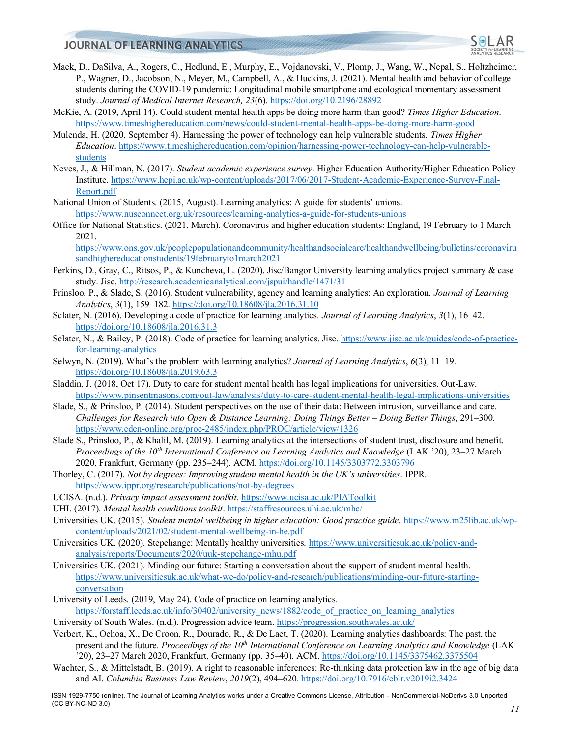Mack, D., DaSilva, A., Rogers, C., Hedlund, E., Murphy, E., Vojdanovski, V., Plomp, J., Wang, W., Nepal, S., Holtzheimer, P., Wagner, D., Jacobson, N., Meyer, M., Campbell, A., & Huckins, J. (2021). Mental health and behavior of college students during the COVID-19 pandemic: Longitudinal mobile smartphone and ecological momentary assessment study. *Journal of Medical Internet Research, 23*(6). https://doi.org/10.2196/28892

McKie, A. (2019, April 14). Could student mental health apps be doing more harm than good? *Times Higher Education*. https://www.timeshighereducation.com/news/could-student-mental-health-apps-be-doing-more-harm-good

Mulenda, H. (2020, September 4). Harnessing the power of technology can help vulnerable students. *Times Higher Education*. https://www.timeshighereducation.com/opinion/harnessing-power-technology-can-help-vulnerable-students

Neves, J., & Hillman, N. (2017). *Student academic experience survey*. Higher Education Authority/Higher Education Policy Institute. https://www.hepi.ac.uk/wp-content/uploads/2017/06/2017-Student-Academic-Experience-Survey-Final-Report.pdf

National Union of Students. (2015, August). Learning analytics: A guide for students' unions. https://www.nusconnect.org.uk/resources/learning-analytics-a-guide-for-students-unions

Office for National Statistics. (2021, March). Coronavirus and higher education students: England, 19 February to 1 March 2021. https://www.ons.gov.uk/peoplepopulationandcommunity/healthandsocialcare/healthandwellbeing/bulletins/coronavirusandhighereducationstudents/19februaryto1march2021

Perkins, D., Gray, C., Ritsos, P., & Kuncheva, L. (2020). Jisc/Bangor University learning analytics project summary & case study. Jisc. http://research.academicanalytical.com/jspui/handle/1471/31

Prinsloo, P., & Slade, S. (2016). Student vulnerability, agency and learning analytics: An exploration. *Journal of Learning Analytics*, *3*(1), 159–182. https://doi.org/10.18608/jla.2016.31.10

Sclater, N. (2016). Developing a code of practice for learning analytics. *Journal of Learning Analytics*, *3*(1), 16–42. https://doi.org/10.18608/jla.2016.31.3

Sclater, N., & Bailey, P. (2018). Code of practice for learning analytics. Jisc. https://www.jisc.ac.uk/guides/code-of-practice-for-learning-analytics

Selwyn, N. (2019). What's the problem with learning analytics? *Journal of Learning Analytics*, *6*(3), 11–19. https://doi.org/10.18608/jla.2019.63.3

Sladdin, J. (2018, Oct 17). Duty to care for student mental health has legal implications for universities. Out-Law. https://www.pinsentmasons.com/out-law/analysis/duty-to-care-student-mental-health-legal-implications-universities

Slade, S., & Prinsloo, P. (2014). Student perspectives on the use of their data: Between intrusion, surveillance and care. *Challenges for Research into Open & Distance Learning: Doing Things Better – Doing Better Things*, 291–300. https://www.eden-online.org/proc-2485/index.php/PROC/article/view/1326

Slade S., Prinsloo, P., & Khalil, M. (2019). Learning analytics at the intersections of student trust, disclosure and benefit. *Proceedings of the 10th International Conference on Learning Analytics and Knowledge* (LAK '20), 23–27 March 2020, Frankfurt, Germany (pp. 235–244). ACM. https://doi.org/10.1145/3303772.3303796

Thorley, C. (2017). *Not by degrees: Improving student mental health in the UK's universities*. IPPR. https://www.ippr.org/research/publications/not-by-degrees

UCISA. (n.d.). *Privacy impact assessment toolkit*. https://www.ucisa.ac.uk/PIAToolkit

UHI. (2017). *Mental health conditions toolkit*. https://staffresources.uhi.ac.uk/mhc/

Universities UK. (2015). *Student mental wellbeing in higher education: Good practice guide*. https://www.m25lib.ac.uk/wp-content/uploads/2021/02/student-mental-wellbeing-in-he.pdf

Universities UK. (2020). Stepchange: Mentally healthy universities. https://www.universitiesuk.ac.uk/policy-and-analysis/reports/Documents/2020/uuk-stepchange-mhu.pdf

Universities UK. (2021). Minding our future: Starting a conversation about the support of student mental health. https://www.universitiesuk.ac.uk/what-we-do/policy-and-research/publications/minding-our-future-starting-conversation

University of Leeds. (2019, May 24). Code of practice on learning analytics. https://forstaff.leeds.ac.uk/info/30402/university_news/1882/code_of_practice_on_learning_analytics

University of South Wales. (n.d.). Progression advice team. https://progression.southwales.ac.uk/

Verbert, K., Ochoa, X., De Croon, R., Dourado, R., & De Laet, T. (2020). Learning analytics dashboards: The past, the present and the future. *Proceedings of the 10th International Conference on Learning Analytics and Knowledge* (LAK '20), 23–27 March 2020, Frankfurt, Germany (pp. 35–40). ACM. https://doi.org/10.1145/3375462.3375504

Wachter, S., & Mittelstadt, B. (2019). A right to reasonable inferences: Re-thinking data protection law in the age of big data and AI. *Columbia Business Law Review*, *2019*(2), 494–620. https://doi.org/10.7916/cblr.v2019i2.3424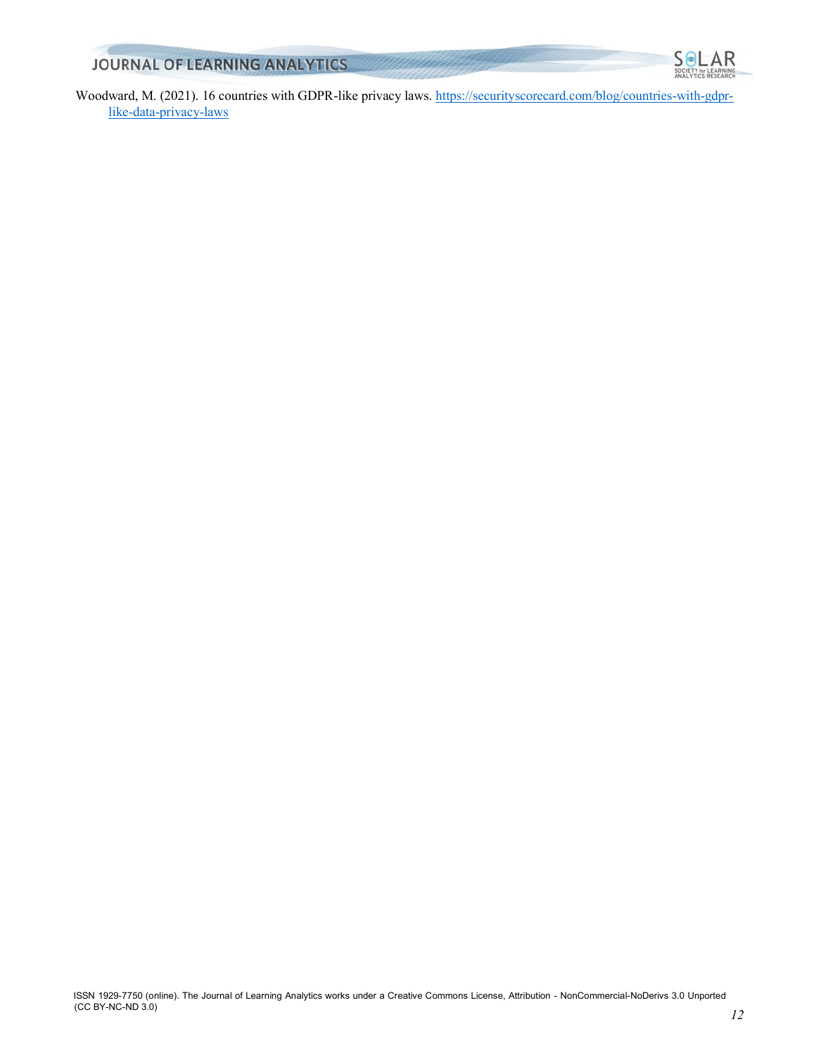Woodward, M. (2021). 16 countries with GDPR-like privacy laws. https://securityscorecard.com/blog/countries-with-gdpr-like-data-privacy-laws